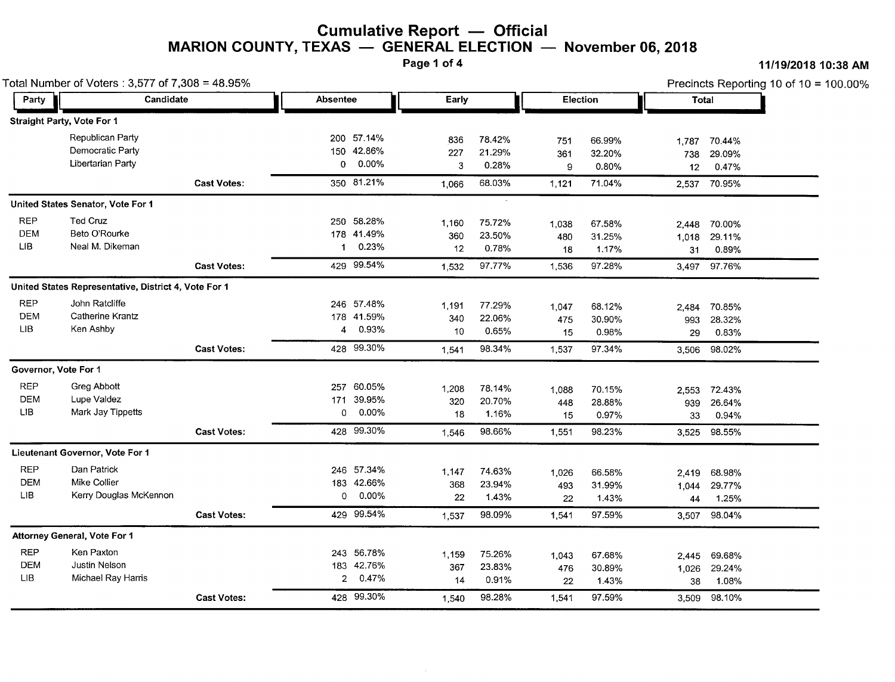# Cumulative Report — Official

## MARION COUNTY, TEXAS — GENERAL ELECTION — November 06, 2018

11/19/2018 10:38 AM

Total Number of Voters : 3,577 of 7,308 = 48.95%

Precincts Reporting 10 of 10 = 100.00%

| Party | Candidate | Absentee | | Early | | Election | | Total | |
|---|---|---|---|---|---|---|---|---|---|
| **Straight Party, Vote For 1** | | | | | | | | | |
| | Republican Party | 200 | 57.14% | 836 | 78.42% | 751 | 66.99% | 1,787 | 70.44% |
| | Democratic Party | 150 | 42.86% | 227 | 21.29% | 361 | 32.20% | 738 | 29.09% |
| | Libertarian Party | 0 | 0.00% | 3 | 0.28% | 9 | 0.80% | 12 | 0.47% |
| | **Cast Votes:** | 350 | 81.21% | 1,066 | 68.03% | 1,121 | 71.04% | 2,537 | 70.95% |
| **United States Senator, Vote For 1** | | | | | | | | | |
| REP | Ted Cruz | 250 | 58.28% | 1,160 | 75.72% | 1,038 | 67.58% | 2,448 | 70.00% |
| DEM | Beto O'Rourke | 178 | 41.49% | 360 | 23.50% | 480 | 31.25% | 1,018 | 29.11% |
| LIB | Neal M. Dikeman | 1 | 0.23% | 12 | 0.78% | 18 | 1.17% | 31 | 0.89% |
| | **Cast Votes:** | 429 | 99.54% | 1,532 | 97.77% | 1,536 | 97.28% | 3,497 | 97.76% |
| **United States Representative, District 4, Vote For 1** | | | | | | | | | |
| REP | John Ratcliffe | 246 | 57.48% | 1,191 | 77.29% | 1,047 | 68.12% | 2,484 | 70.85% |
| DEM | Catherine Krantz | 178 | 41.59% | 340 | 22.06% | 475 | 30.90% | 993 | 28.32% |
| LIB | Ken Ashby | 4 | 0.93% | 10 | 0.65% | 15 | 0.98% | 29 | 0.83% |
| | **Cast Votes:** | 428 | 99.30% | 1,541 | 98.34% | 1,537 | 97.34% | 3,506 | 98.02% |
| **Governor, Vote For 1** | | | | | | | | | |
| REP | Greg Abbott | 257 | 60.05% | 1,208 | 78.14% | 1,088 | 70.15% | 2,553 | 72.43% |
| DEM | Lupe Valdez | 171 | 39.95% | 320 | 20.70% | 448 | 28.88% | 939 | 26.64% |
| LIB | Mark Jay Tippetts | 0 | 0.00% | 18 | 1.16% | 15 | 0.97% | 33 | 0.94% |
| | **Cast Votes:** | 428 | 99.30% | 1,546 | 98.66% | 1,551 | 98.23% | 3,525 | 98.55% |
| **Lieutenant Governor, Vote For 1** | | | | | | | | | |
| REP | Dan Patrick | 246 | 57.34% | 1,147 | 74.63% | 1,026 | 66.58% | 2,419 | 68.98% |
| DEM | Mike Collier | 183 | 42.66% | 368 | 23.94% | 493 | 31.99% | 1,044 | 29.77% |
| LIB | Kerry Douglas McKennon | 0 | 0.00% | 22 | 1.43% | 22 | 1.43% | 44 | 1.25% |
| | **Cast Votes:** | 429 | 99.54% | 1,537 | 98.09% | 1,541 | 97.59% | 3,507 | 98.04% |
| **Attorney General, Vote For 1** | | | | | | | | | |
| REP | Ken Paxton | 243 | 56.78% | 1,159 | 75.26% | 1,043 | 67.68% | 2,445 | 69.68% |
| DEM | Justin Nelson | 183 | 42.76% | 367 | 23.83% | 476 | 30.89% | 1,026 | 29.24% |
| LIB | Michael Ray Harris | 2 | 0.47% | 14 | 0.91% | 22 | 1.43% | 38 | 1.08% |
| | **Cast Votes:** | 428 | 99.30% | 1,540 | 98.28% | 1,541 | 97.59% | 3,509 | 98.10% |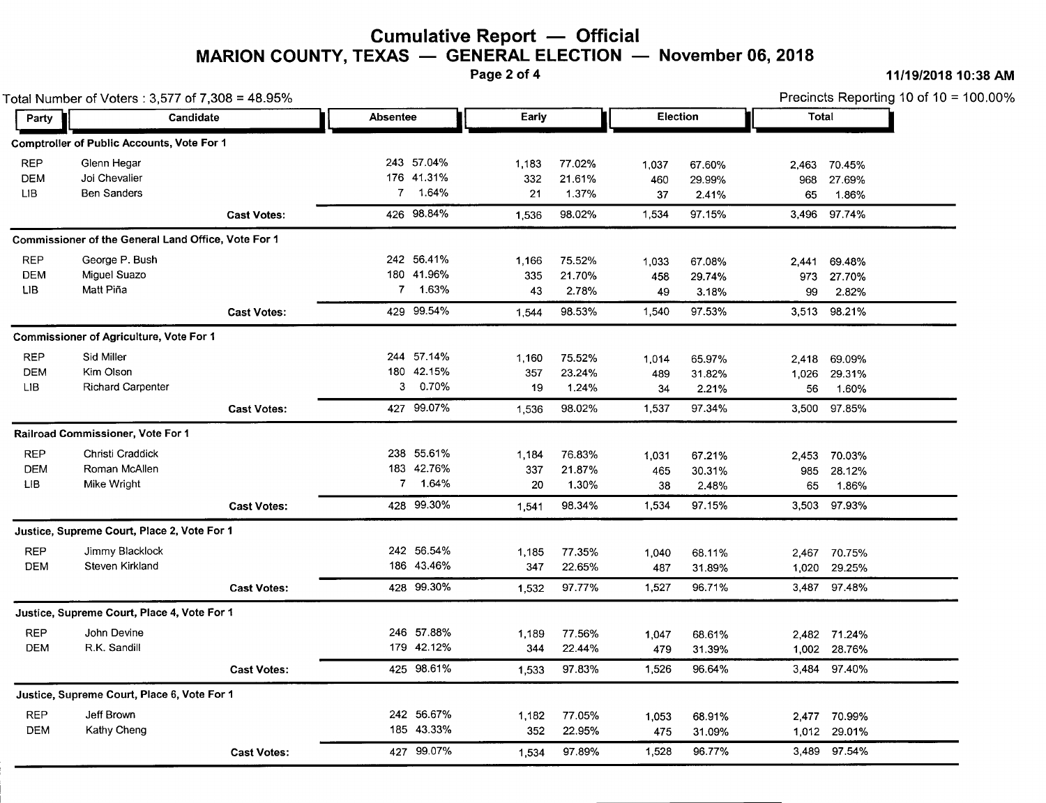# Cumulative Report — Official

## MARION COUNTY, TEXAS — GENERAL ELECTION — November 06, 2018

11/19/2018 10:38 AM

Total Number of Voters : 3,577 of 7,308 = 48.95%

Precincts Reporting 10 of 10 = 100.00%

| Party | Candidate | Absentee | | Early | | Election | | Total | |
|---|---|---|---|---|---|---|---|---|---|
| **Comptroller of Public Accounts, Vote For 1** | | | | | | | | | |
| REP | Glenn Hegar | 243 | 57.04% | 1,183 | 77.02% | 1,037 | 67.60% | 2,463 | 70.45% |
| DEM | Joi Chevalier | 176 | 41.31% | 332 | 21.61% | 460 | 29.99% | 968 | 27.69% |
| LIB | Ben Sanders | 7 | 1.64% | 21 | 1.37% | 37 | 2.41% | 65 | 1.86% |
| | **Cast Votes:** | 426 | 98.84% | 1,536 | 98.02% | 1,534 | 97.15% | 3,496 | 97.74% |
| **Commissioner of the General Land Office, Vote For 1** | | | | | | | | | |
| REP | George P. Bush | 242 | 56.41% | 1,166 | 75.52% | 1,033 | 67.08% | 2,441 | 69.48% |
| DEM | Miguel Suazo | 180 | 41.96% | 335 | 21.70% | 458 | 29.74% | 973 | 27.70% |
| LIB | Matt Piña | 7 | 1.63% | 43 | 2.78% | 49 | 3.18% | 99 | 2.82% |
| | **Cast Votes:** | 429 | 99.54% | 1,544 | 98.53% | 1,540 | 97.53% | 3,513 | 98.21% |
| **Commissioner of Agriculture, Vote For 1** | | | | | | | | | |
| REP | Sid Miller | 244 | 57.14% | 1,160 | 75.52% | 1,014 | 65.97% | 2,418 | 69.09% |
| DEM | Kim Olson | 180 | 42.15% | 357 | 23.24% | 489 | 31.82% | 1,026 | 29.31% |
| LIB | Richard Carpenter | 3 | 0.70% | 19 | 1.24% | 34 | 2.21% | 56 | 1.60% |
| | **Cast Votes:** | 427 | 99.07% | 1,536 | 98.02% | 1,537 | 97.34% | 3,500 | 97.85% |
| **Railroad Commissioner, Vote For 1** | | | | | | | | | |
| REP | Christi Craddick | 238 | 55.61% | 1,184 | 76.83% | 1,031 | 67.21% | 2,453 | 70.03% |
| DEM | Roman McAllen | 183 | 42.76% | 337 | 21.87% | 465 | 30.31% | 985 | 28.12% |
| LIB | Mike Wright | 7 | 1.64% | 20 | 1.30% | 38 | 2.48% | 65 | 1.86% |
| | **Cast Votes:** | 428 | 99.30% | 1,541 | 98.34% | 1,534 | 97.15% | 3,503 | 97.93% |
| **Justice, Supreme Court, Place 2, Vote For 1** | | | | | | | | | |
| REP | Jimmy Blacklock | 242 | 56.54% | 1,185 | 77.35% | 1,040 | 68.11% | 2,467 | 70.75% |
| DEM | Steven Kirkland | 186 | 43.46% | 347 | 22.65% | 487 | 31.89% | 1,020 | 29.25% |
| | **Cast Votes:** | 428 | 99.30% | 1,532 | 97.77% | 1,527 | 96.71% | 3,487 | 97.48% |
| **Justice, Supreme Court, Place 4, Vote For 1** | | | | | | | | | |
| REP | John Devine | 246 | 57.88% | 1,189 | 77.56% | 1,047 | 68.61% | 2,482 | 71.24% |
| DEM | R.K. Sandill | 179 | 42.12% | 344 | 22.44% | 479 | 31.39% | 1,002 | 28.76% |
| | **Cast Votes:** | 425 | 98.61% | 1,533 | 97.83% | 1,526 | 96.64% | 3,484 | 97.40% |
| **Justice, Supreme Court, Place 6, Vote For 1** | | | | | | | | | |
| REP | Jeff Brown | 242 | 56.67% | 1,182 | 77.05% | 1,053 | 68.91% | 2,477 | 70.99% |
| DEM | Kathy Cheng | 185 | 43.33% | 352 | 22.95% | 475 | 31.09% | 1,012 | 29.01% |
| | **Cast Votes:** | 427 | 99.07% | 1,534 | 97.89% | 1,528 | 96.77% | 3,489 | 97.54% |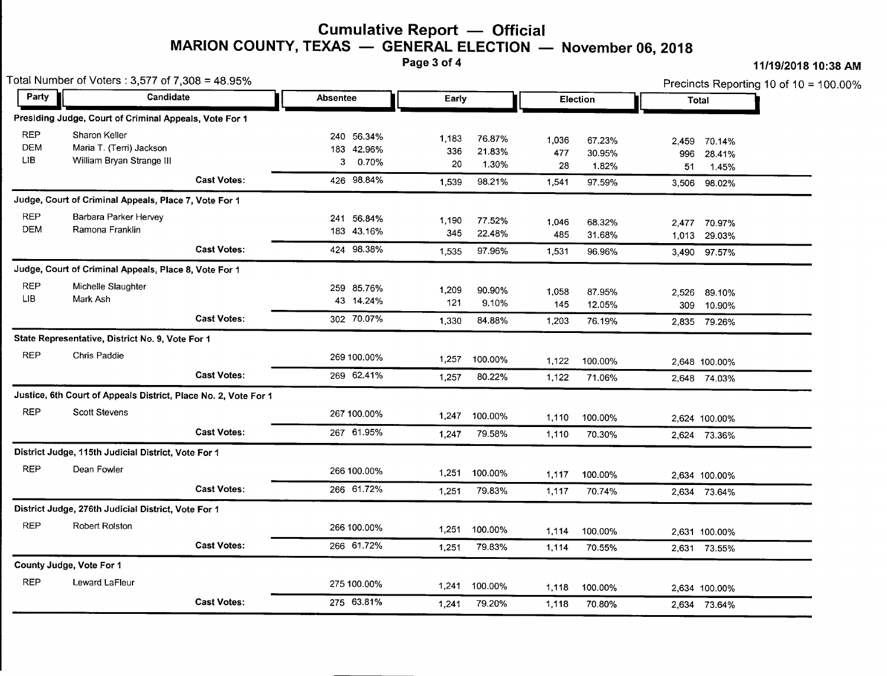# Cumulative Report — Official

## MARION COUNTY, TEXAS — GENERAL ELECTION — November 06, 2018

11/19/2018 10:38 AM

Total Number of Voters : 3,577 of 7,308 = 48.95%

Precincts Reporting 10 of 10 = 100.00%

| Party | Candidate | Absentee | | Early | | Election | | Total | |
|---|---|---|---|---|---|---|---|---|---|
| **Presiding Judge, Court of Criminal Appeals, Vote For 1** | | | | | | | | | |
| REP | Sharon Keller | 240 | 56.34% | 1,183 | 76.87% | 1,036 | 67.23% | 2,459 | 70.14% |
| DEM | Maria T. (Terri) Jackson | 183 | 42.96% | 336 | 21.83% | 477 | 30.95% | 996 | 28.41% |
| LIB | William Bryan Strange III | 3 | 0.70% | 20 | 1.30% | 28 | 1.82% | 51 | 1.45% |
| | **Cast Votes:** | 426 | 98.84% | 1,539 | 98.21% | 1,541 | 97.59% | 3,506 | 98.02% |
| **Judge, Court of Criminal Appeals, Place 7, Vote For 1** | | | | | | | | | |
| REP | Barbara Parker Hervey | 241 | 56.84% | 1,190 | 77.52% | 1,046 | 68.32% | 2,477 | 70.97% |
| DEM | Ramona Franklin | 183 | 43.16% | 345 | 22.48% | 485 | 31.68% | 1,013 | 29.03% |
| | **Cast Votes:** | 424 | 98.38% | 1,535 | 97.96% | 1,531 | 96.96% | 3,490 | 97.57% |
| **Judge, Court of Criminal Appeals, Place 8, Vote For 1** | | | | | | | | | |
| REP | Michelle Slaughter | 259 | 85.76% | 1,209 | 90.90% | 1,058 | 87.95% | 2,526 | 89.10% |
| LIB | Mark Ash | 43 | 14.24% | 121 | 9.10% | 145 | 12.05% | 309 | 10.90% |
| | **Cast Votes:** | 302 | 70.07% | 1,330 | 84.88% | 1,203 | 76.19% | 2,835 | 79.26% |
| **State Representative, District No. 9, Vote For 1** | | | | | | | | | |
| REP | Chris Paddie | 269 | 100.00% | 1,257 | 100.00% | 1,122 | 100.00% | 2,648 | 100.00% |
| | **Cast Votes:** | 269 | 62.41% | 1,257 | 80.22% | 1,122 | 71.06% | 2,648 | 74.03% |
| **Justice, 6th Court of Appeals District, Place No. 2, Vote For 1** | | | | | | | | | |
| REP | Scott Stevens | 267 | 100.00% | 1,247 | 100.00% | 1,110 | 100.00% | 2,624 | 100.00% |
| | **Cast Votes:** | 267 | 61.95% | 1,247 | 79.58% | 1,110 | 70.30% | 2,624 | 73.36% |
| **District Judge, 115th Judicial District, Vote For 1** | | | | | | | | | |
| REP | Dean Fowler | 266 | 100.00% | 1,251 | 100.00% | 1,117 | 100.00% | 2,634 | 100.00% |
| | **Cast Votes:** | 266 | 61.72% | 1,251 | 79.83% | 1,117 | 70.74% | 2,634 | 73.64% |
| **District Judge, 276th Judicial District, Vote For 1** | | | | | | | | | |
| REP | Robert Rolston | 266 | 100.00% | 1,251 | 100.00% | 1,114 | 100.00% | 2,631 | 100.00% |
| | **Cast Votes:** | 266 | 61.72% | 1,251 | 79.83% | 1,114 | 70.55% | 2,631 | 73.55% |
| **County Judge, Vote For 1** | | | | | | | | | |
| REP | Leward LaFleur | 275 | 100.00% | 1,241 | 100.00% | 1,118 | 100.00% | 2,634 | 100.00% |
| | **Cast Votes:** | 275 | 63.81% | 1,241 | 79.20% | 1,118 | 70.80% | 2,634 | 73.64% |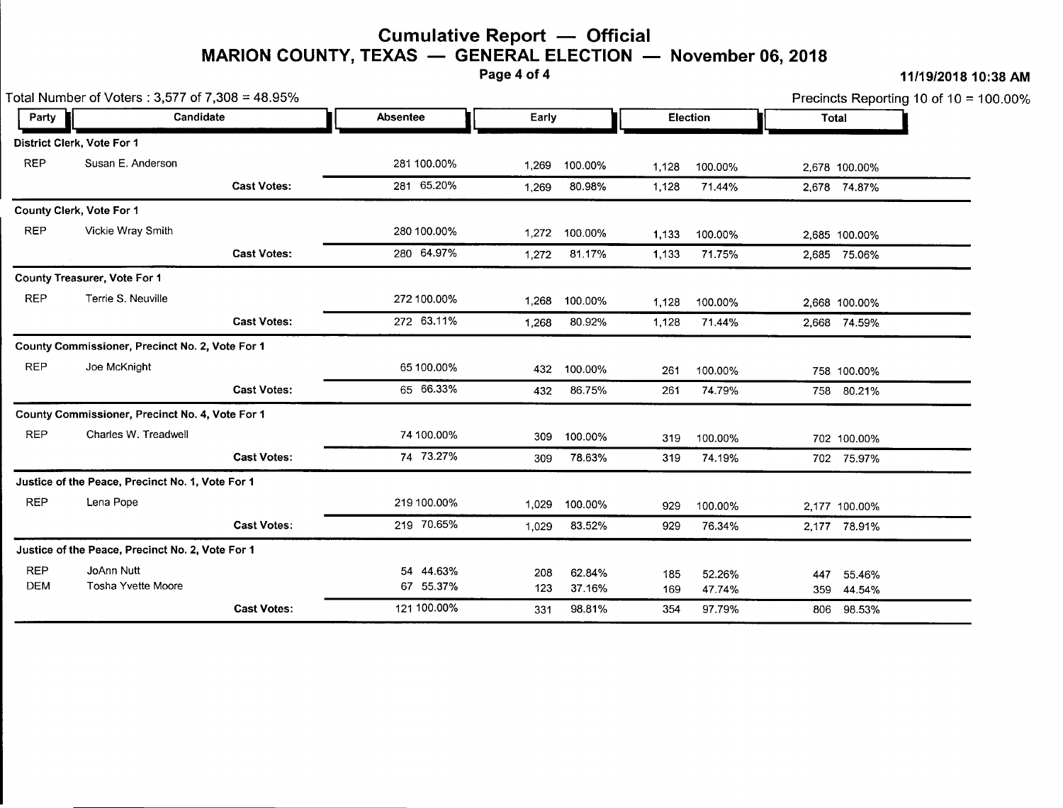# Cumulative Report — Official

## MARION COUNTY, TEXAS — GENERAL ELECTION — November 06, 2018

11/19/2018 10:38 AM

Total Number of Voters : 3,577 of 7,308 = 48.95%

Precincts Reporting 10 of 10 = 100.00%

| Party | Candidate | Absentee | | Early | | Election | | Total | |
|---|---|---|---|---|---|---|---|---|---|
| **District Clerk, Vote For 1** | | | | | | | | | |
| REP | Susan E. Anderson | 281 | 100.00% | 1,269 | 100.00% | 1,128 | 100.00% | 2,678 | 100.00% |
| | **Cast Votes:** | 281 | 65.20% | 1,269 | 80.98% | 1,128 | 71.44% | 2,678 | 74.87% |
| **County Clerk, Vote For 1** | | | | | | | | | |
| REP | Vickie Wray Smith | 280 | 100.00% | 1,272 | 100.00% | 1,133 | 100.00% | 2,685 | 100.00% |
| | **Cast Votes:** | 280 | 64.97% | 1,272 | 81.17% | 1,133 | 71.75% | 2,685 | 75.06% |
| **County Treasurer, Vote For 1** | | | | | | | | | |
| REP | Terrie S. Neuville | 272 | 100.00% | 1,268 | 100.00% | 1,128 | 100.00% | 2,668 | 100.00% |
| | **Cast Votes:** | 272 | 63.11% | 1,268 | 80.92% | 1,128 | 71.44% | 2,668 | 74.59% |
| **County Commissioner, Precinct No. 2, Vote For 1** | | | | | | | | | |
| REP | Joe McKnight | 65 | 100.00% | 432 | 100.00% | 261 | 100.00% | 758 | 100.00% |
| | **Cast Votes:** | 65 | 66.33% | 432 | 86.75% | 261 | 74.79% | 758 | 80.21% |
| **County Commissioner, Precinct No. 4, Vote For 1** | | | | | | | | | |
| REP | Charles W. Treadwell | 74 | 100.00% | 309 | 100.00% | 319 | 100.00% | 702 | 100.00% |
| | **Cast Votes:** | 74 | 73.27% | 309 | 78.63% | 319 | 74.19% | 702 | 75.97% |
| **Justice of the Peace, Precinct No. 1, Vote For 1** | | | | | | | | | |
| REP | Lena Pope | 219 | 100.00% | 1,029 | 100.00% | 929 | 100.00% | 2,177 | 100.00% |
| | **Cast Votes:** | 219 | 70.65% | 1,029 | 83.52% | 929 | 76.34% | 2,177 | 78.91% |
| **Justice of the Peace, Precinct No. 2, Vote For 1** | | | | | | | | | |
| REP | JoAnn Nutt | 54 | 44.63% | 208 | 62.84% | 185 | 52.26% | 447 | 55.46% |
| DEM | Tosha Yvette Moore | 67 | 55.37% | 123 | 37.16% | 169 | 47.74% | 359 | 44.54% |
| | **Cast Votes:** | 121 | 100.00% | 331 | 98.81% | 354 | 97.79% | 806 | 98.53% |